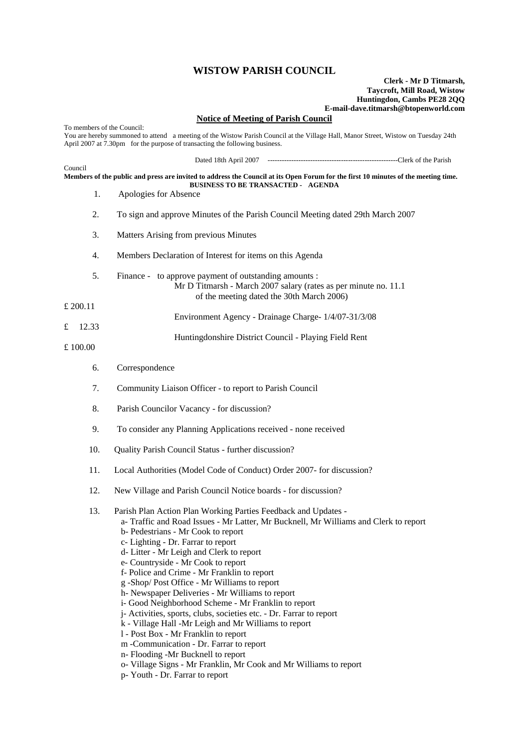# WISTOW PARISH COUNCIL

**Clerk - Mr D Titmarsh,**
**Taycroft, Mill Road, Wistow**
**Huntingdon, Cambs PE28 2QQ**
**E-mail-dave.titmarsh@btopenworld.com**

## Notice of Meeting of Parish Council

To members of the Council:
You are hereby summoned to attend a meeting of the Wistow Parish Council at the Village Hall, Manor Street, Wistow on Tuesday 24th April 2007 at 7.30pm for the purpose of transacting the following business.

Dated 18th April 2007 -------------------------------------------------------Clerk of the Parish Council

**Members of the public and press are invited to address the Council at its Open Forum for the first 10 minutes of the meeting time.**

**BUSINESS TO BE TRANSACTED - AGENDA**

1. Apologies for Absence
2. To sign and approve Minutes of the Parish Council Meeting dated 29th March 2007
3. Matters Arising from previous Minutes
4. Members Declaration of Interest for items on this Agenda
5. Finance - to approve payment of outstanding amounts :
   - Mr D Titmarsh - March 2007 salary (rates as per minute no. 11.1 of the meeting dated the 30th March 2006) £ 200.11
   - Environment Agency - Drainage Charge- 1/4/07-31/3/08 £ 12.33
   - Huntingdonshire District Council - Playing Field Rent £ 100.00
6. Correspondence
7. Community Liaison Officer - to report to Parish Council
8. Parish Councilor Vacancy - for discussion?
9. To consider any Planning Applications received - none received
10. Quality Parish Council Status - further discussion?
11. Local Authorities (Model Code of Conduct) Order 2007- for discussion?
12. New Village and Parish Council Notice boards - for discussion?
13. Parish Plan Action Plan Working Parties Feedback and Updates -
    - a- Traffic and Road Issues - Mr Latter, Mr Bucknell, Mr Williams and Clerk to report
    - b- Pedestrians - Mr Cook to report
    - c- Lighting - Dr. Farrar to report
    - d- Litter - Mr Leigh and Clerk to report
    - e- Countryside - Mr Cook to report
    - f- Police and Crime - Mr Franklin to report
    - g -Shop/ Post Office - Mr Williams to report
    - h- Newspaper Deliveries - Mr Williams to report
    - i- Good Neighborhood Scheme - Mr Franklin to report
    - j- Activities, sports, clubs, societies etc. - Dr. Farrar to report
    - k - Village Hall -Mr Leigh and Mr Williams to report
    - l - Post Box - Mr Franklin to report
    - m -Communication - Dr. Farrar to report
    - n- Flooding -Mr Bucknell to report
    - o- Village Signs - Mr Franklin, Mr Cook and Mr Williams to report
    - p- Youth - Dr. Farrar to report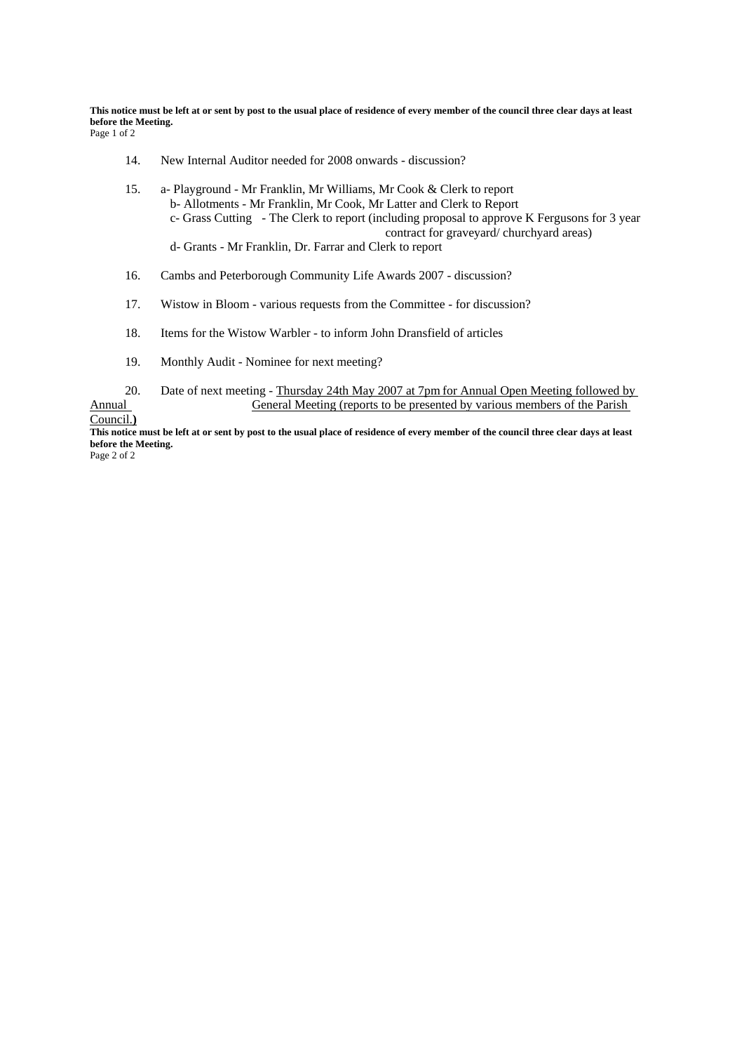14. New Internal Auditor needed for 2008 onwards - discussion?

15. a- Playground - Mr Franklin, Mr Williams, Mr Cook & Clerk to report
    b- Allotments - Mr Franklin, Mr Cook, Mr Latter and Clerk to Report
    c- Grass Cutting - The Clerk to report (including proposal to approve K Fergusons for 3 year contract for graveyard/ churchyard areas)
    d- Grants - Mr Franklin, Dr. Farrar and Clerk to report

16. Cambs and Peterborough Community Life Awards 2007 - discussion?

17. Wistow in Bloom - various requests from the Committee - for discussion?

18. Items for the Wistow Warbler - to inform John Dransfield of articles

19. Monthly Audit - Nominee for next meeting?

20. Date of next meeting - Thursday 24th May 2007 at 7pm for Annual Open Meeting followed by Annual General Meeting (reports to be presented by various members of the Parish Council.**)**